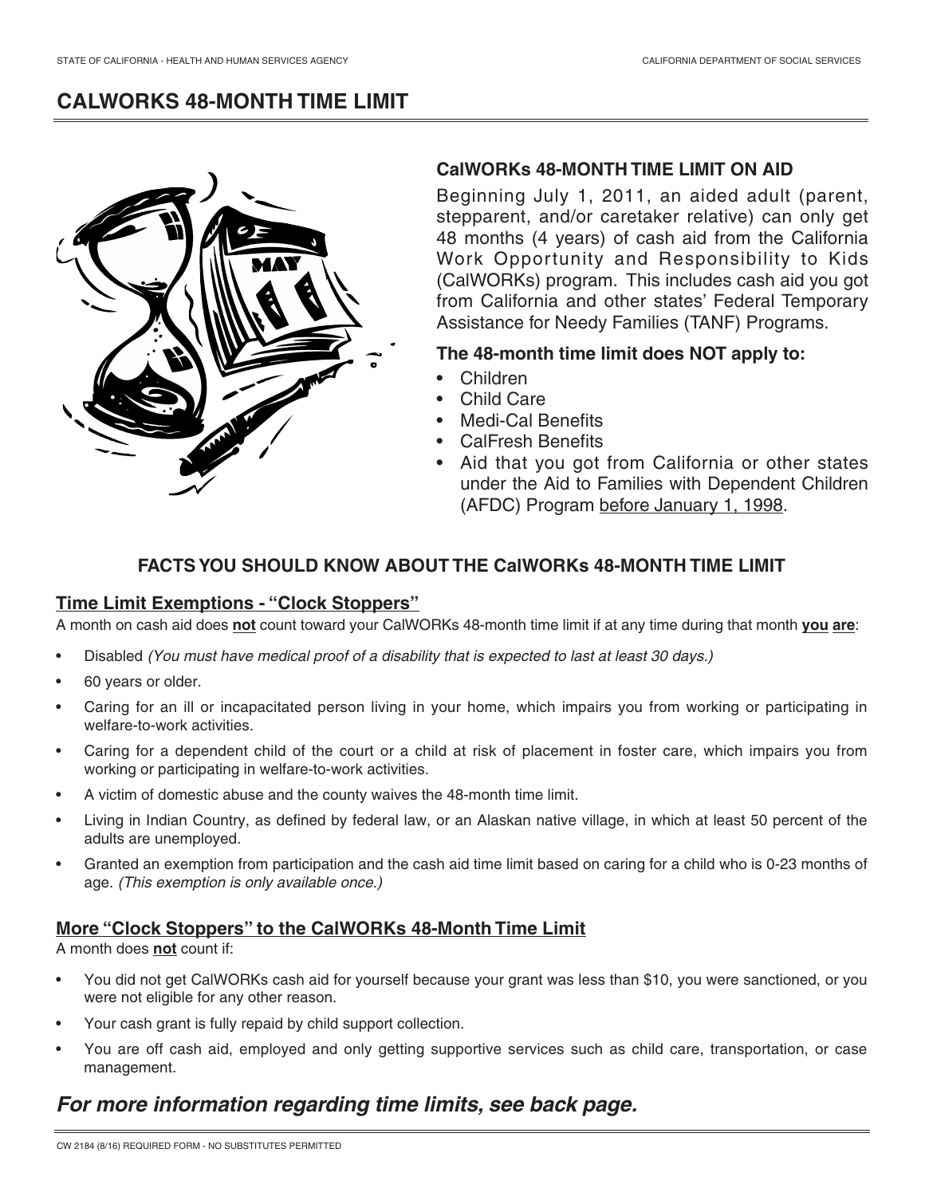# CALWORKS 48-MONTH TIME LIMIT

### CalWORKs 48-MONTH TIME LIMIT ON AID

Beginning July 1, 2011, an aided adult (parent, stepparent, and/or caretaker relative) can only get 48 months (4 years) of cash aid from the California Work Opportunity and Responsibility to Kids (CalWORKs) program. This includes cash aid you got from California and other states' Federal Temporary Assistance for Needy Families (TANF) Programs.

**The 48-month time limit does NOT apply to:**

- Children
- Child Care
- Medi-Cal Benefits
- CalFresh Benefits
- Aid that you got from California or other states under the Aid to Families with Dependent Children (AFDC) Program before January 1, 1998.

## FACTS YOU SHOULD KNOW ABOUT THE CalWORKs 48-MONTH TIME LIMIT

### Time Limit Exemptions - "Clock Stoppers"

A month on cash aid does **not** count toward your CalWORKs 48-month time limit if at any time during that month **you are**:

- Disabled *(You must have medical proof of a disability that is expected to last at least 30 days.)*
- 60 years or older.
- Caring for an ill or incapacitated person living in your home, which impairs you from working or participating in welfare-to-work activities.
- Caring for a dependent child of the court or a child at risk of placement in foster care, which impairs you from working or participating in welfare-to-work activities.
- A victim of domestic abuse and the county waives the 48-month time limit.
- Living in Indian Country, as defined by federal law, or an Alaskan native village, in which at least 50 percent of the adults are unemployed.
- Granted an exemption from participation and the cash aid time limit based on caring for a child who is 0-23 months of age. *(This exemption is only available once.)*

### More "Clock Stoppers" to the CalWORKs 48-Month Time Limit

A month does **not** count if:

- You did not get CalWORKs cash aid for yourself because your grant was less than $10, you were sanctioned, or you were not eligible for any other reason.
- Your cash grant is fully repaid by child support collection.
- You are off cash aid, employed and only getting supportive services such as child care, transportation, or case management.

***For more information regarding time limits, see back page.***

CW 2184 (8/16) REQUIRED FORM - NO SUBSTITUTES PERMITTED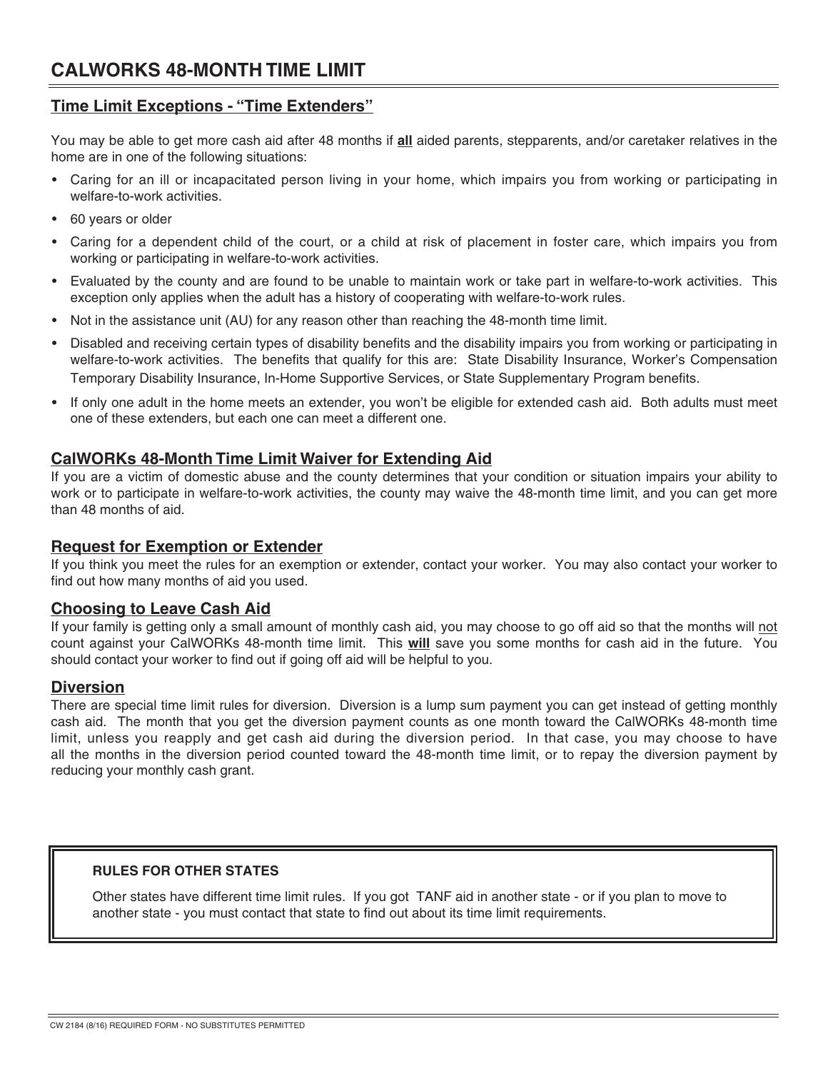# CALWORKS 48-MONTH TIME LIMIT

## Time Limit Exceptions - "Time Extenders"

You may be able to get more cash aid after 48 months if **all** aided parents, stepparents, and/or caretaker relatives in the home are in one of the following situations:

- Caring for an ill or incapacitated person living in your home, which impairs you from working or participating in welfare-to-work activities.
- 60 years or older
- Caring for a dependent child of the court, or a child at risk of placement in foster care, which impairs you from working or participating in welfare-to-work activities.
- Evaluated by the county and are found to be unable to maintain work or take part in welfare-to-work activities. This exception only applies when the adult has a history of cooperating with welfare-to-work rules.
- Not in the assistance unit (AU) for any reason other than reaching the 48-month time limit.
- Disabled and receiving certain types of disability benefits and the disability impairs you from working or participating in welfare-to-work activities. The benefits that qualify for this are: State Disability Insurance, Worker's Compensation Temporary Disability Insurance, In-Home Supportive Services, or State Supplementary Program benefits.
- If only one adult in the home meets an extender, you won't be eligible for extended cash aid. Both adults must meet one of these extenders, but each one can meet a different one.

## CalWORKs 48-Month Time Limit Waiver for Extending Aid

If you are a victim of domestic abuse and the county determines that your condition or situation impairs your ability to work or to participate in welfare-to-work activities, the county may waive the 48-month time limit, and you can get more than 48 months of aid.

## Request for Exemption or Extender

If you think you meet the rules for an exemption or extender, contact your worker. You may also contact your worker to find out how many months of aid you used.

## Choosing to Leave Cash Aid

If your family is getting only a small amount of monthly cash aid, you may choose to go off aid so that the months will not count against your CalWORKs 48-month time limit. This **will** save you some months for cash aid in the future. You should contact your worker to find out if going off aid will be helpful to you.

## Diversion

There are special time limit rules for diversion. Diversion is a lump sum payment you can get instead of getting monthly cash aid. The month that you get the diversion payment counts as one month toward the CalWORKs 48-month time limit, unless you reapply and get cash aid during the diversion period. In that case, you may choose to have all the months in the diversion period counted toward the 48-month time limit, or to repay the diversion payment by reducing your monthly cash grant.

**RULES FOR OTHER STATES**

Other states have different time limit rules. If you got TANF aid in another state - or if you plan to move to another state - you must contact that state to find out about its time limit requirements.

CW 2184 (8/16) REQUIRED FORM - NO SUBSTITUTES PERMITTED